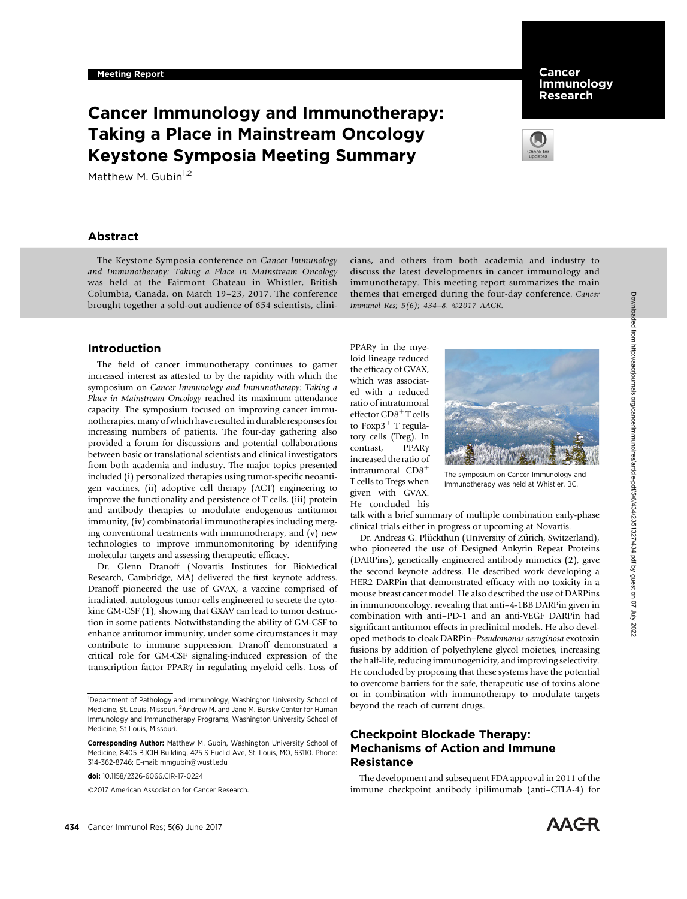Meeting Report

# Cancer Immunology and Immunotherapy: Taking a Place in Mainstream Oncology Keystone Symposia Meeting Summary

Matthew M. Gubin[1,2]

## Abstract

The Keystone Symposia conference on *Cancer Immunology and Immunotherapy: Taking a Place in Mainstream Oncology* was held at the Fairmont Chateau in Whistler, British Columbia, Canada, on March 19–23, 2017. The conference brought together a sold-out audience of 654 scientists, clinicians, and others from both academia and industry to discuss the latest developments in cancer immunology and immunotherapy. This meeting report summarizes the main themes that emerged during the four-day conference. *Cancer Immunol Res; 5(6); 434–8. ©2017 AACR.*

## Introduction

The field of cancer immunotherapy continues to garner increased interest as attested to by the rapidity with which the symposium on *Cancer Immunology and Immunotherapy: Taking a Place in Mainstream Oncology* reached its maximum attendance capacity. The symposium focused on improving cancer immunotherapies, many of which have resulted in durable responses for increasing numbers of patients. The four-day gathering also provided a forum for discussions and potential collaborations between basic or translational scientists and clinical investigators from both academia and industry. The major topics presented included (i) personalized therapies using tumor-specific neoantigen vaccines, (ii) adoptive cell therapy (ACT) engineering to improve the functionality and persistence of T cells, (iii) protein and antibody therapies to modulate endogenous antitumor immunity, (iv) combinatorial immunotherapies including merging conventional treatments with immunotherapy, and (v) new technologies to improve immunomonitoring by identifying molecular targets and assessing therapeutic efficacy.

Dr. Glenn Dranoff (Novartis Institutes for BioMedical Research, Cambridge, MA) delivered the first keynote address. Dranoff pioneered the use of GVAX, a vaccine comprised of irradiated, autologous tumor cells engineered to secrete the cytokine GM-CSF (1), showing that GXAV can lead to tumor destruction in some patients. Notwithstanding the ability of GM-CSF to enhance antitumor immunity, under some circumstances it may contribute to immune suppression. Dranoff demonstrated a critical role for GM-CSF signaling-induced expression of the transcription factor PPARγ in regulating myeloid cells. Loss of PPARγ in the myeloid lineage reduced the efficacy of GVAX, which was associated with a reduced ratio of intratumoral effector $CD8^+$ T cells to $Foxp3^+$ T regulatory cells (Treg). In contrast, PPARγ increased the ratio of intratumoral $CD8^+$ T cells to Tregs when given with GVAX. He concluded his talk with a brief summary of multiple combination early-phase clinical trials either in progress or upcoming at Novartis.

The symposium on Cancer Immunology and Immunotherapy was held at Whistler, BC.

Dr. Andreas G. Plückthun (University of Zürich, Switzerland), who pioneered the use of Designed Ankyrin Repeat Proteins (DARPins), genetically engineered antibody mimetics (2), gave the second keynote address. He described work developing a HER2 DARPin that demonstrated efficacy with no toxicity in a mouse breast cancer model. He also described the use of DARPins in immunooncology, revealing that anti–4-1BB DARPin given in combination with anti–PD-1 and an anti-VEGF DARPin had significant antitumor effects in preclinical models. He also developed methods to cloak DARPin–*Pseudomonas aeruginosa* exotoxin fusions by addition of polyethylene glycol moieties, increasing the half-life, reducing immunogenicity, and improving selectivity. He concluded by proposing that these systems have the potential to overcome barriers for the safe, therapeutic use of toxins alone or in combination with immunotherapy to modulate targets beyond the reach of current drugs.

## Checkpoint Blockade Therapy: Mechanisms of Action and Immune Resistance

The development and subsequent FDA approval in 2011 of the immune checkpoint antibody ipilimumab (anti–CTLA-4) for

---

[1]Department of Pathology and Immunology, Washington University School of Medicine, St. Louis, Missouri. [2]Andrew M. and Jane M. Bursky Center for Human Immunology and Immunotherapy Programs, Washington University School of Medicine, St Louis, Missouri.

**Corresponding Author:** Matthew M. Gubin, Washington University School of Medicine, 8405 BJCIH Building, 425 S Euclid Ave, St. Louis, MO, 63110. Phone: 314-362-8746; E-mail: mmgubin@wustl.edu

doi: 10.1158/2326-6066.CIR-17-0224

©2017 American Association for Cancer Research.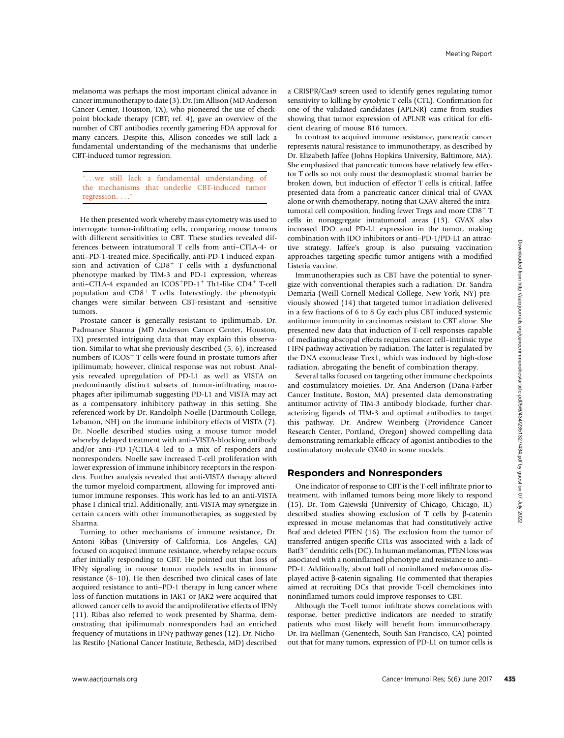melanoma was perhaps the most important clinical advance in cancer immunotherapy to date (3). Dr. Jim Allison (MD Anderson Cancer Center, Houston, TX), who pioneered the use of checkpoint blockade therapy (CBT; ref. 4), gave an overview of the number of CBT antibodies recently garnering FDA approval for many cancers. Despite this, Allison concedes we still lack a fundamental understanding of the mechanisms that underlie CBT-induced tumor regression.

> "…we still lack a fundamental understanding of the mechanisms that underlie CBT-induced tumor regression. …"

He then presented work whereby mass cytometry was used to interrogate tumor-infiltrating cells, comparing mouse tumors with different sensitivities to CBT. These studies revealed differences between intratumoral T cells from anti–CTLA-4- or anti–PD-1-treated mice. Specifically, anti-PD-1 induced expansion and activation of $CD8^+$ T cells with a dysfunctional phenotype marked by TIM-3 and PD-1 expression, whereas anti–CTLA-4 expanded an $ICOS^+PD\text{-}1^+$ Th1-like $CD4^+$ T-cell population and $CD8^+$ T cells. Interestingly, the phenotypic changes were similar between CBT-resistant and -sensitive tumors.

Prostate cancer is generally resistant to ipilimumab. Dr. Padmanee Sharma (MD Anderson Cancer Center, Houston, TX) presented intriguing data that may explain this observation. Similar to what she previously described (5, 6), increased numbers of $ICOS^+$ T cells were found in prostate tumors after ipilimumab; however, clinical response was not robust. Analysis revealed upregulation of PD-L1 as well as VISTA on predominantly distinct subsets of tumor-infiltrating macrophages after ipilimumab suggesting PD-L1 and VISTA may act as a compensatory inhibitory pathway in this setting. She referenced work by Dr. Randolph Noelle (Dartmouth College, Lebanon, NH) on the immune inhibitory effects of VISTA (7). Dr. Noelle described studies using a mouse tumor model whereby delayed treatment with anti–VISTA-blocking antibody and/or anti–PD-1/CTLA-4 led to a mix of responders and nonresponders. Noelle saw increased T-cell proliferation with lower expression of immune inhibitory receptors in the responders. Further analysis revealed that anti-VISTA therapy altered the tumor myeloid compartment, allowing for improved antitumor immune responses. This work has led to an anti-VISTA phase I clinical trial. Additionally, anti-VISTA may synergize in certain cancers with other immunotherapies, as suggested by Sharma.

Turning to other mechanisms of immune resistance, Dr. Antoni Ribas (University of California, Los Angeles, CA) focused on acquired immune resistance, whereby relapse occurs after initially responding to CBT. He pointed out that loss of IFNγ signaling in mouse tumor models results in immune resistance (8–10). He then described two clinical cases of late acquired resistance to anti–PD-1 therapy in lung cancer where loss-of-function mutations in JAK1 or JAK2 were acquired that allowed cancer cells to avoid the antiproliferative effects of IFNγ (11). Ribas also referred to work presented by Sharma, demonstrating that ipilimumab nonresponders had an enriched frequency of mutations in IFNγ pathway genes (12). Dr. Nicholas Restifo (National Cancer Institute, Bethesda, MD) described a CRISPR/Cas9 screen used to identify genes regulating tumor sensitivity to killing by cytolytic T cells (CTL). Confirmation for one of the validated candidates (APLNR) came from studies showing that tumor expression of APLNR was critical for efficient clearing of mouse B16 tumors.

In contrast to acquired immune resistance, pancreatic cancer represents natural resistance to immunotherapy, as described by Dr. Elizabeth Jaffee (Johns Hopkins University, Baltimore, MA). She emphasized that pancreatic tumors have relatively few effector T cells so not only must the desmoplastic stromal barrier be broken down, but induction of effector T cells is critical. Jaffee presented data from a pancreatic cancer clinical trial of GVAX alone or with chemotherapy, noting that GXAV altered the intratumoral cell composition, finding fewer Tregs and more $CD8^+$ T cells in nonaggregate intratumoral areas (13). GVAX also increased IDO and PD-L1 expression in the tumor, making combination with IDO inhibitors or anti–PD-1/PD-L1 an attractive strategy. Jaffee's group is also pursuing vaccination approaches targeting specific tumor antigens with a modified Listeria vaccine.

Immunotherapies such as CBT have the potential to synergize with conventional therapies such a radiation. Dr. Sandra Demaria (Weill Cornell Medical College, New York, NY) previously showed (14) that targeted tumor irradiation delivered in a few fractions of 6 to 8 Gy each plus CBT induced systemic antitumor immunity in carcinomas resistant to CBT alone. She presented new data that induction of T-cell responses capable of mediating abscopal effects requires cancer cell–intrinsic type I IFN pathway activation by radiation. The latter is regulated by the DNA exonuclease Trex1, which was induced by high-dose radiation, abrogating the benefit of combination therapy.

Several talks focused on targeting other immune checkpoints and costimulatory moieties. Dr. Ana Anderson (Dana-Farber Cancer Institute, Boston, MA) presented data demonstrating antitumor activity of TIM-3 antibody blockade, further characterizing ligands of TIM-3 and optimal antibodies to target this pathway. Dr. Andrew Weinberg (Providence Cancer Research Center, Portland, Oregon) showed compelling data demonstrating remarkable efficacy of agonist antibodies to the costimulatory molecule OX40 in some models.

## Responders and Nonresponders

One indicator of response to CBT is the T-cell infiltrate prior to treatment, with inflamed tumors being more likely to respond (15). Dr. Tom Gajewski (University of Chicago, Chicago, IL) described studies showing exclusion of T cells by β-catenin expressed in mouse melanomas that had constitutively active Braf and deleted PTEN (16). The exclusion from the tumor of transferred antigen-specific CTLs was associated with a lack of $Batf3^+$ dendritic cells (DC). In human melanomas, PTEN loss was associated with a noninflamed phenotype and resistance to anti–PD-1. Additionally, about half of noninflamed melanomas displayed active β-catenin signaling. He commented that therapies aimed at recruiting DCs that provide T-cell chemokines into noninflamed tumors could improve responses to CBT.

Although the T-cell tumor infiltrate shows correlations with response, better predictive indicators are needed to stratify patients who most likely will benefit from immunotherapy. Dr. Ira Mellman (Genentech, South San Francisco, CA) pointed out that for many tumors, expression of PD-L1 on tumor cells is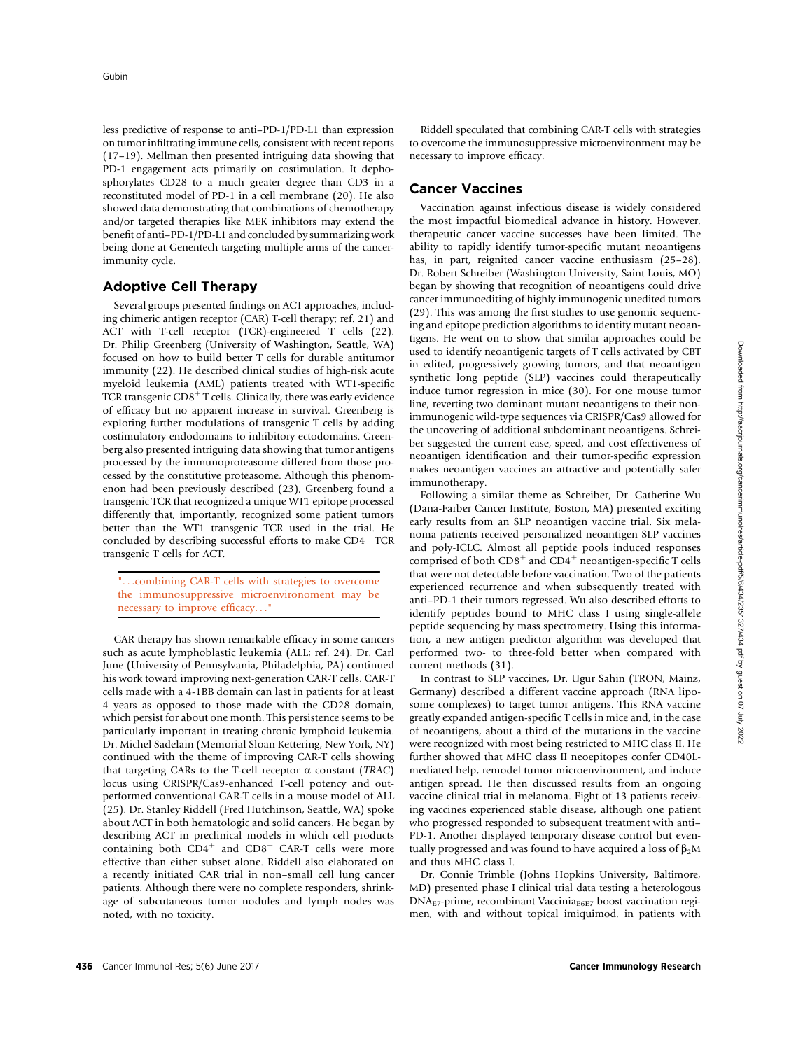less predictive of response to anti–PD-1/PD-L1 than expression on tumor infiltrating immune cells, consistent with recent reports (17–19). Mellman then presented intriguing data showing that PD-1 engagement acts primarily on costimulation. It dephosphorylates CD28 to a much greater degree than CD3 in a reconstituted model of PD-1 in a cell membrane (20). He also showed data demonstrating that combinations of chemotherapy and/or targeted therapies like MEK inhibitors may extend the benefit of anti–PD-1/PD-L1 and concluded by summarizing work being done at Genentech targeting multiple arms of the cancer-immunity cycle.

## Adoptive Cell Therapy

Several groups presented findings on ACT approaches, including chimeric antigen receptor (CAR) T-cell therapy; ref. 21) and ACT with T-cell receptor (TCR)-engineered T cells (22). Dr. Philip Greenberg (University of Washington, Seattle, WA) focused on how to build better T cells for durable antitumor immunity (22). He described clinical studies of high-risk acute myeloid leukemia (AML) patients treated with WT1-specific TCR transgenic $CD8^+$ T cells. Clinically, there was early evidence of efficacy but no apparent increase in survival. Greenberg is exploring further modulations of transgenic T cells by adding costimulatory endodomains to inhibitory ectodomains. Greenberg also presented intriguing data showing that tumor antigens processed by the immunoproteasome differed from those processed by the constitutive proteasome. Although this phenomenon had been previously described (23), Greenberg found a transgenic TCR that recognized a unique WT1 epitope processed differently that, importantly, recognized some patient tumors better than the WT1 transgenic TCR used in the trial. He concluded by describing successful efforts to make $CD4^+$ TCR transgenic T cells for ACT.

> "...combining CAR-T cells with strategies to overcome the immunosuppressive microenvironment may be necessary to improve efficacy..."

CAR therapy has shown remarkable efficacy in some cancers such as acute lymphoblastic leukemia (ALL; ref. 24). Dr. Carl June (University of Pennsylvania, Philadelphia, PA) continued his work toward improving next-generation CAR-T cells. CAR-T cells made with a 4-1BB domain can last in patients for at least 4 years as opposed to those made with the CD28 domain, which persist for about one month. This persistence seems to be particularly important in treating chronic lymphoid leukemia. Dr. Michel Sadelain (Memorial Sloan Kettering, New York, NY) continued with the theme of improving CAR-T cells showing that targeting CARs to the T-cell receptor α constant (*TRAC*) locus using CRISPR/Cas9-enhanced T-cell potency and outperformed conventional CAR-T cells in a mouse model of ALL (25). Dr. Stanley Riddell (Fred Hutchinson, Seattle, WA) spoke about ACT in both hematologic and solid cancers. He began by describing ACT in preclinical models in which cell products containing both $CD4^+$ and $CD8^+$ CAR-T cells were more effective than either subset alone. Riddell also elaborated on a recently initiated CAR trial in non–small cell lung cancer patients. Although there were no complete responders, shrinkage of subcutaneous tumor nodules and lymph nodes was noted, with no toxicity.

Riddell speculated that combining CAR-T cells with strategies to overcome the immunosuppressive microenvironment may be necessary to improve efficacy.

## Cancer Vaccines

Vaccination against infectious disease is widely considered the most impactful biomedical advance in history. However, therapeutic cancer vaccine successes have been limited. The ability to rapidly identify tumor-specific mutant neoantigens has, in part, reignited cancer vaccine enthusiasm (25–28). Dr. Robert Schreiber (Washington University, Saint Louis, MO) began by showing that recognition of neoantigens could drive cancer immunoediting of highly immunogenic unedited tumors (29). This was among the first studies to use genomic sequencing and epitope prediction algorithms to identify mutant neoantigens. He went on to show that similar approaches could be used to identify neoantigenic targets of T cells activated by CBT in edited, progressively growing tumors, and that neoantigen synthetic long peptide (SLP) vaccines could therapeutically induce tumor regression in mice (30). For one mouse tumor line, reverting two dominant mutant neoantigens to their non-immunogenic wild-type sequences via CRISPR/Cas9 allowed for the uncovering of additional subdominant neoantigens. Schreiber suggested the current ease, speed, and cost effectiveness of neoantigen identification and their tumor-specific expression makes neoantigen vaccines an attractive and potentially safer immunotherapy.

Following a similar theme as Schreiber, Dr. Catherine Wu (Dana-Farber Cancer Institute, Boston, MA) presented exciting early results from an SLP neoantigen vaccine trial. Six melanoma patients received personalized neoantigen SLP vaccines and poly-ICLC. Almost all peptide pools induced responses comprised of both $CD8^+$ and $CD4^+$ neoantigen-specific T cells that were not detectable before vaccination. Two of the patients experienced recurrence and when subsequently treated with anti–PD-1 their tumors regressed. Wu also described efforts to identify peptides bound to MHC class I using single-allele peptide sequencing by mass spectrometry. Using this information, a new antigen predictor algorithm was developed that performed two- to three-fold better when compared with current methods (31).

In contrast to SLP vaccines, Dr. Ugur Sahin (TRON, Mainz, Germany) described a different vaccine approach (RNA liposome complexes) to target tumor antigens. This RNA vaccine greatly expanded antigen-specific T cells in mice and, in the case of neoantigens, about a third of the mutations in the vaccine were recognized with most being restricted to MHC class II. He further showed that MHC class II neoepitopes confer CD40L-mediated help, remodel tumor microenvironment, and induce antigen spread. He then discussed results from an ongoing vaccine clinical trial in melanoma. Eight of 13 patients receiving vaccines experienced stable disease, although one patient who progressed responded to subsequent treatment with anti–PD-1. Another displayed temporary disease control but eventually progressed and was found to have acquired a loss of $\beta_2M$ and thus MHC class I.

Dr. Connie Trimble (Johns Hopkins University, Baltimore, MD) presented phase I clinical trial data testing a heterologous $DNA_{E7}$-prime, recombinant $Vaccinia_{E6E7}$ boost vaccination regimen, with and without topical imiquimod, in patients with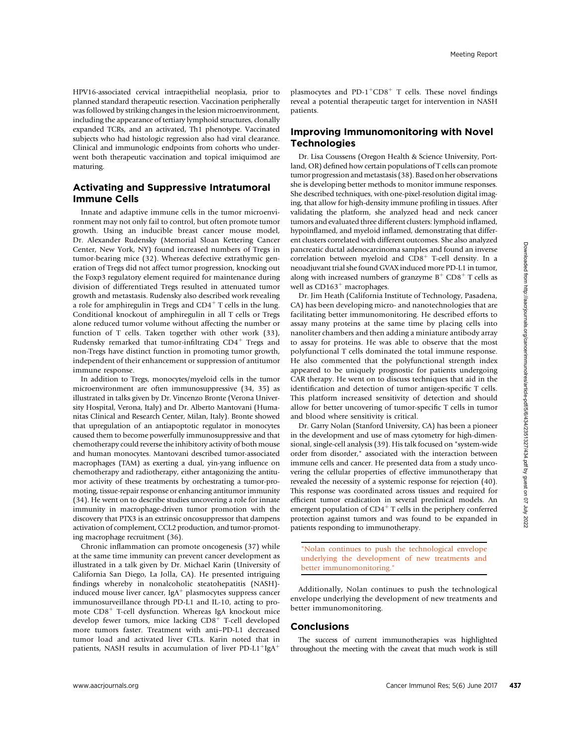HPV16-associated cervical intraepithelial neoplasia, prior to planned standard therapeutic resection. Vaccination peripherally was followed by striking changes in the lesion microenvironment, including the appearance of tertiary lymphoid structures, clonally expanded TCRs, and an activated, Th1 phenotype. Vaccinated subjects who had histologic regression also had viral clearance. Clinical and immunologic endpoints from cohorts who underwent both therapeutic vaccination and topical imiquimod are maturing.

## Activating and Suppressive Intratumoral Immune Cells

Innate and adaptive immune cells in the tumor microenvironment may not only fail to control, but often promote tumor growth. Using an inducible breast cancer mouse model, Dr. Alexander Rudensky (Memorial Sloan Kettering Cancer Center, New York, NY) found increased numbers of Tregs in tumor-bearing mice (32). Whereas defective extrathymic generation of Tregs did not affect tumor progression, knocking out the Foxp3 regulatory element required for maintenance during division of differentiated Tregs resulted in attenuated tumor growth and metastasis. Rudensky also described work revealing a role for amphiregulin in Tregs and $CD4^+$ T cells in the lung. Conditional knockout of amphiregulin in all T cells or Tregs alone reduced tumor volume without affecting the number or function of T cells. Taken together with other work (33), Rudensky remarked that tumor-infiltrating $CD4^+$ Tregs and non-Tregs have distinct function in promoting tumor growth, independent of their enhancement or suppression of antitumor immune response.

In addition to Tregs, monocytes/myeloid cells in the tumor microenvironment are often immunosuppressive (34, 35) as illustrated in talks given by Dr. Vincenzo Bronte (Verona University Hospital, Verona, Italy) and Dr. Alberto Mantovani (Humanitas Clinical and Research Center, Milan, Italy). Bronte showed that upregulation of an antiapoptotic regulator in monocytes caused them to become powerfully immunosuppressive and that chemotherapy could reverse the inhibitory activity of both mouse and human monocytes. Mantovani described tumor-associated macrophages (TAM) as exerting a dual, yin-yang influence on chemotherapy and radiotherapy, either antagonizing the antitumor activity of these treatments by orchestrating a tumor-promoting, tissue-repair response or enhancing antitumor immunity (34). He went on to describe studies uncovering a role for innate immunity in macrophage-driven tumor promotion with the discovery that PTX3 is an extrinsic oncosuppressor that dampens activation of complement, CCL2 production, and tumor-promoting macrophage recruitment (36).

Chronic inflammation can promote oncogenesis (37) while at the same time immunity can prevent cancer development as illustrated in a talk given by Dr. Michael Karin (University of California San Diego, La Jolla, CA). He presented intriguing findings whereby in nonalcoholic steatohepatitis (NASH)-induced mouse liver cancer, $IgA^+$ plasmocytes suppress cancer immunosurveillance through PD-L1 and IL-10, acting to promote $CD8^+$ T-cell dysfunction. Whereas IgA knockout mice develop fewer tumors, mice lacking $CD8^+$ T-cell developed more tumors faster. Treatment with anti–PD-L1 decreased tumor load and activated liver CTLs. Karin noted that in patients, NASH results in accumulation of liver $PD\text{-}L1^+IgA^+$ plasmocytes and $PD\text{-}1^+CD8^+$ T cells. These novel findings reveal a potential therapeutic target for intervention in NASH patients.

## Improving Immunomonitoring with Novel Technologies

Dr. Lisa Coussens (Oregon Health & Science University, Portland, OR) defined how certain populations of T cells can promote tumor progression and metastasis (38). Based on her observations she is developing better methods to monitor immune responses. She described techniques, with one-pixel-resolution digital imaging, that allow for high-density immune profiling in tissues. After validating the platform, she analyzed head and neck cancer tumors and evaluated three different clusters: lymphoid inflamed, hypoinflamed, and myeloid inflamed, demonstrating that different clusters correlated with different outcomes. She also analyzed pancreatic ductal adenocarcinoma samples and found an inverse correlation between myeloid and $CD8^+$ T-cell density. In a neoadjuvant trial she found GVAX induced more PD-L1 in tumor, along with increased numbers of granzyme $B^+$ $CD8^+$ T cells as well as $CD163^+$ macrophages.

Dr. Jim Heath (California Institute of Technology, Pasadena, CA) has been developing micro- and nanotechnologies that are facilitating better immunomonitoring. He described efforts to assay many proteins at the same time by placing cells into nanoliter chambers and then adding a miniature antibody array to assay for proteins. He was able to observe that the most polyfunctional T cells dominated the total immune response. He also commented that the polyfunctional strength index appeared to be uniquely prognostic for patients undergoing CAR therapy. He went on to discuss techniques that aid in the identification and detection of tumor antigen-specific T cells. This platform increased sensitivity of detection and should allow for better uncovering of tumor-specific T cells in tumor and blood where sensitivity is critical.

Dr. Garry Nolan (Stanford University, CA) has been a pioneer in the development and use of mass cytometry for high-dimensional, single-cell analysis (39). His talk focused on "system-wide order from disorder," associated with the interaction between immune cells and cancer. He presented data from a study uncovering the cellular properties of effective immunotherapy that revealed the necessity of a systemic response for rejection (40). This response was coordinated across tissues and required for efficient tumor eradication in several preclinical models. An emergent population of $CD4^+$ T cells in the periphery conferred protection against tumors and was found to be expanded in patients responding to immunotherapy.

> "Nolan continues to push the technological envelope underlying the development of new treatments and better immunomonitoring."

Additionally, Nolan continues to push the technological envelope underlying the development of new treatments and better immunomonitoring.

## Conclusions

The success of current immunotherapies was highlighted throughout the meeting with the caveat that much work is still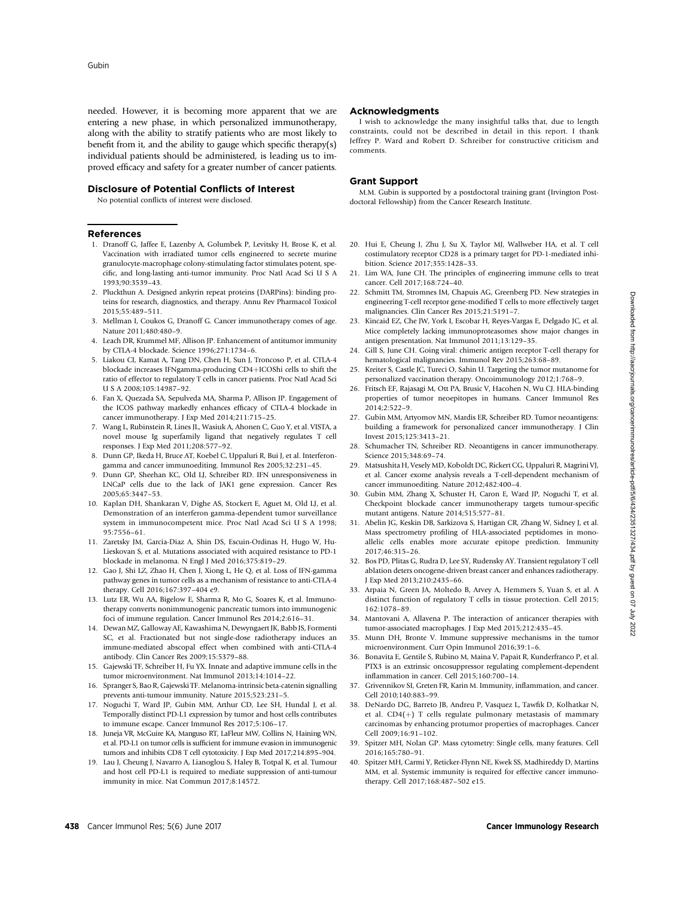needed. However, it is becoming more apparent that we are entering a new phase, in which personalized immunotherapy, along with the ability to stratify patients who are most likely to benefit from it, and the ability to gauge which specific therapy(s) individual patients should be administered, is leading us to improved efficacy and safety for a greater number of cancer patients.

## Disclosure of Potential Conflicts of Interest

No potential conflicts of interest were disclosed.

## Acknowledgments

I wish to acknowledge the many insightful talks that, due to length constraints, could not be described in detail in this report. I thank Jeffrey P. Ward and Robert D. Schreiber for constructive criticism and comments.

## Grant Support

M.M. Gubin is supported by a postdoctoral training grant (Irvington Postdoctoral Fellowship) from the Cancer Research Institute.

## References

1. Dranoff G, Jaffee E, Lazenby A, Golumbek P, Levitsky H, Brose K, et al. Vaccination with irradiated tumor cells engineered to secrete murine granulocyte-macrophage colony-stimulating factor stimulates potent, specific, and long-lasting anti-tumor immunity. Proc Natl Acad Sci U S A 1993;90:3539–43.
2. Pluckthun A. Designed ankyrin repeat proteins (DARPins): binding proteins for research, diagnostics, and therapy. Annu Rev Pharmacol Toxicol 2015;55:489–511.
3. Mellman I, Coukos G, Dranoff G. Cancer immunotherapy comes of age. Nature 2011;480:480–9.
4. Leach DR, Krummel MF, Allison JP. Enhancement of antitumor immunity by CTLA-4 blockade. Science 1996;271:1734–6.
5. Liakou CI, Kamat A, Tang DN, Chen H, Sun J, Troncoso P, et al. CTLA-4 blockade increases IFNgamma-producing CD4+ICOShi cells to shift the ratio of effector to regulatory T cells in cancer patients. Proc Natl Acad Sci U S A 2008;105:14987–92.
6. Fan X, Quezada SA, Sepulveda MA, Sharma P, Allison JP. Engagement of the ICOS pathway markedly enhances efficacy of CTLA-4 blockade in cancer immunotherapy. J Exp Med 2014;211:715–25.
7. Wang L, Rubinstein R, Lines JL, Wasiuk A, Ahonen C, Guo Y, et al. VISTA, a novel mouse Ig superfamily ligand that negatively regulates T cell responses. J Exp Med 2011;208:577–92.
8. Dunn GP, Ikeda H, Bruce AT, Koebel C, Uppaluri R, Bui J, et al. Interferon-gamma and cancer immunoediting. Immunol Res 2005;32:231–45.
9. Dunn GP, Sheehan KC, Old LJ, Schreiber RD. IFN unresponsiveness in LNCaP cells due to the lack of JAK1 gene expression. Cancer Res 2005;65:3447–53.
10. Kaplan DH, Shankaran V, Dighe AS, Stockert E, Aguet M, Old LJ, et al. Demonstration of an interferon gamma-dependent tumor surveillance system in immunocompetent mice. Proc Natl Acad Sci U S A 1998; 95:7556–61.
11. Zaretsky JM, Garcia-Diaz A, Shin DS, Escuin-Ordinas H, Hugo W, Hu-Lieskovan S, et al. Mutations associated with acquired resistance to PD-1 blockade in melanoma. N Engl J Med 2016;375:819–29.
12. Gao J, Shi LZ, Zhao H, Chen J, Xiong L, He Q, et al. Loss of IFN-gamma pathway genes in tumor cells as a mechanism of resistance to anti-CTLA-4 therapy. Cell 2016;167:397–404 e9.
13. Lutz ER, Wu AA, Bigelow E, Sharma R, Mo G, Soares K, et al. Immunotherapy converts nonimmunogenic pancreatic tumors into immunogenic foci of immune regulation. Cancer Immunol Res 2014;2:616–31.
14. Dewan MZ, Galloway AE, Kawashima N, Dewyngaert JK, Babb JS, Formenti SC, et al. Fractionated but not single-dose radiotherapy induces an immune-mediated abscopal effect when combined with anti-CTLA-4 antibody. Clin Cancer Res 2009;15:5379–88.
15. Gajewski TF, Schreiber H, Fu YX. Innate and adaptive immune cells in the tumor microenvironment. Nat Immunol 2013;14:1014–22.
16. Spranger S, Bao R, Gajewski TF. Melanoma-intrinsic beta-catenin signalling prevents anti-tumour immunity. Nature 2015;523:231–5.
17. Noguchi T, Ward JP, Gubin MM, Arthur CD, Lee SH, Hundal J, et al. Temporally distinct PD-L1 expression by tumor and host cells contributes to immune escape. Cancer Immunol Res 2017;5:106–17.
18. Juneja VR, McGuire KA, Manguso RT, LaFleur MW, Collins N, Haining WN, et al. PD-L1 on tumor cells is sufficient for immune evasion in immunogenic tumors and inhibits CD8 T cell cytotoxicity. J Exp Med 2017;214:895–904.
19. Lau J, Cheung J, Navarro A, Lianoglou S, Haley B, Totpal K, et al. Tumour and host cell PD-L1 is required to mediate suppression of anti-tumour immunity in mice. Nat Commun 2017;8:14572.
20. Hui E, Cheung J, Zhu J, Su X, Taylor MJ, Wallweber HA, et al. T cell costimulatory receptor CD28 is a primary target for PD-1-mediated inhibition. Science 2017;355:1428–33.
21. Lim WA, June CH. The principles of engineering immune cells to treat cancer. Cell 2017;168:724–40.
22. Schmitt TM, Stromnes IM, Chapuis AG, Greenberg PD. New strategies in engineering T-cell receptor gene-modified T cells to more effectively target malignancies. Clin Cancer Res 2015;21:5191–7.
23. Kincaid EZ, Che JW, York I, Escobar H, Reyes-Vargas E, Delgado JC, et al. Mice completely lacking immunoproteasomes show major changes in antigen presentation. Nat Immunol 2011;13:129–35.
24. Gill S, June CH. Going viral: chimeric antigen receptor T-cell therapy for hematological malignancies. Immunol Rev 2015;263:68–89.
25. Kreiter S, Castle JC, Tureci O, Sahin U. Targeting the tumor mutanome for personalized vaccination therapy. Oncoimmunology 2012;1:768–9.
26. Fritsch EF, Rajasagi M, Ott PA, Brusic V, Hacohen N, Wu CJ. HLA-binding properties of tumor neoepitopes in humans. Cancer Immunol Res 2014;2:522–9.
27. Gubin MM, Artyomov MN, Mardis ER, Schreiber RD. Tumor neoantigens: building a framework for personalized cancer immunotherapy. J Clin Invest 2015;125:3413–21.
28. Schumacher TN, Schreiber RD. Neoantigens in cancer immunotherapy. Science 2015;348:69–74.
29. Matsushita H, Vesely MD, Koboldt DC, Rickert CG, Uppaluri R, Magrini VJ, et al. Cancer exome analysis reveals a T-cell-dependent mechanism of cancer immunoediting. Nature 2012;482:400–4.
30. Gubin MM, Zhang X, Schuster H, Caron E, Ward JP, Noguchi T, et al. Checkpoint blockade cancer immunotherapy targets tumour-specific mutant antigens. Nature 2014;515:577–81.
31. Abelin JG, Keskin DB, Sarkizova S, Hartigan CR, Zhang W, Sidney J, et al. Mass spectrometry profiling of HLA-associated peptidomes in mono-allelic cells enables more accurate epitope prediction. Immunity 2017;46:315–26.
32. Bos PD, Plitas G, Rudra D, Lee SY, Rudensky AY. Transient regulatory T cell ablation deters oncogene-driven breast cancer and enhances radiotherapy. J Exp Med 2013;210:2435–66.
33. Arpaia N, Green JA, Moltedo B, Arvey A, Hemmers S, Yuan S, et al. A distinct function of regulatory T cells in tissue protection. Cell 2015; 162:1078–89.
34. Mantovani A, Allavena P. The interaction of anticancer therapies with tumor-associated macrophages. J Exp Med 2015;212:435–45.
35. Munn DH, Bronte V. Immune suppressive mechanisms in the tumor microenvironment. Curr Opin Immunol 2016;39:1–6.
36. Bonavita E, Gentile S, Rubino M, Maina V, Papait R, Kunderfranco P, et al. PTX3 is an extrinsic oncosuppressor regulating complement-dependent inflammation in cancer. Cell 2015;160:700–14.
37. Grivennikov SI, Greten FR, Karin M. Immunity, inflammation, and cancer. Cell 2010;140:883–99.
38. DeNardo DG, Barreto JB, Andreu P, Vasquez L, Tawfik D, Kolhatkar N, et al. CD4(+) T cells regulate pulmonary metastasis of mammary carcinomas by enhancing protumor properties of macrophages. Cancer Cell 2009;16:91–102.
39. Spitzer MH, Nolan GP. Mass cytometry: Single cells, many features. Cell 2016;165:780–91.
40. Spitzer MH, Carmi Y, Reticker-Flynn NE, Kwek SS, Madhireddy D, Martins MM, et al. Systemic immunity is required for effective cancer immunotherapy. Cell 2017;168:487–502 e15.